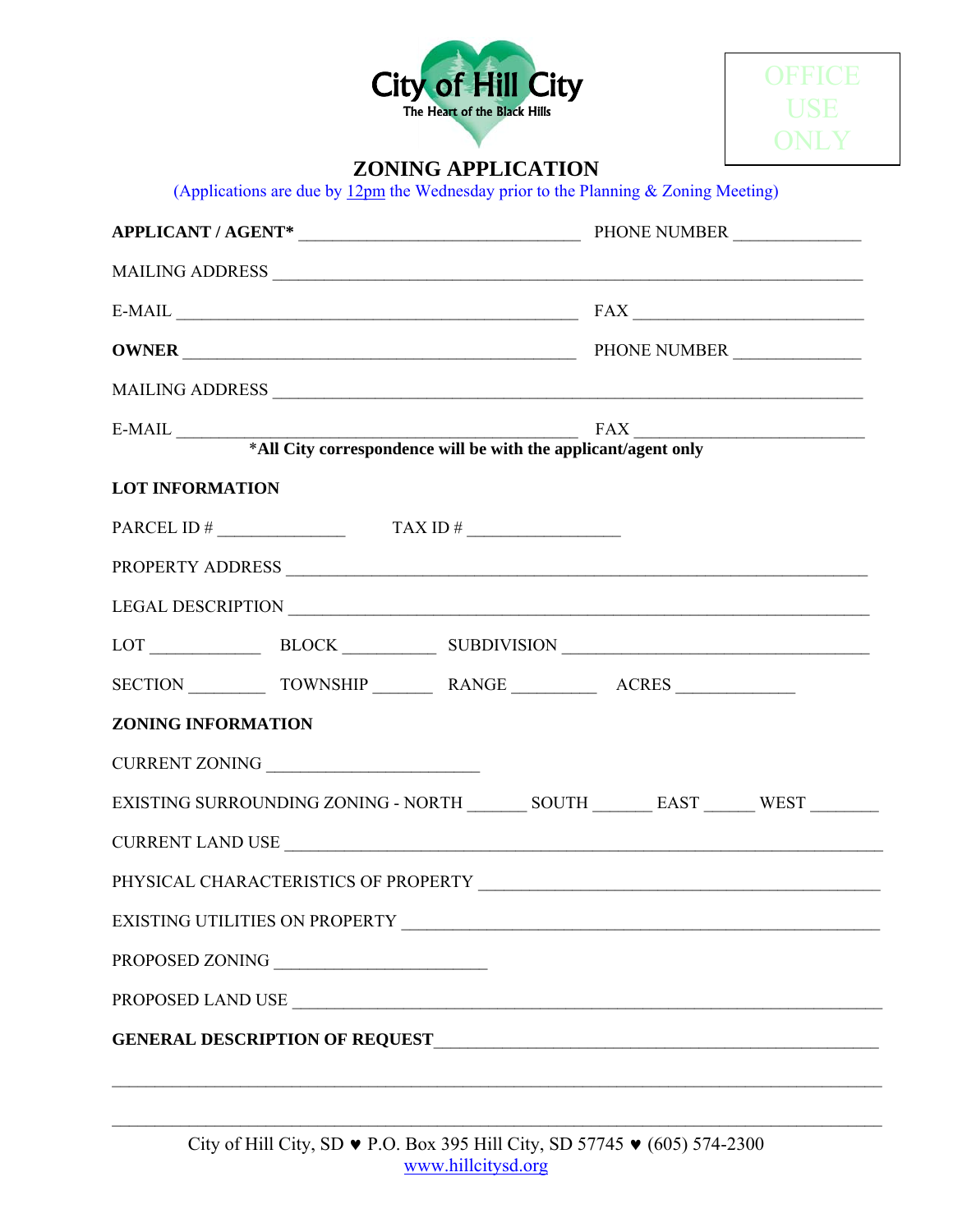City of Hill City
The Heart of the Black Hills

OFFICE USE ONLY

# ZONING APPLICATION

(Applications are due by 12pm the Wednesday prior to the Planning & Zoning Meeting)

**APPLICANT / AGENT*** ________________________________ PHONE NUMBER ______________

MAILING ADDRESS ____________________________________________________________________

E-MAIL ______________________________________________ FAX __________________________

**OWNER** ____________________________________________ PHONE NUMBER ______________

MAILING ADDRESS ____________________________________________________________________

E-MAIL ______________________________________________ FAX __________________________

*All City correspondence will be with the applicant/agent only

**LOT INFORMATION**

PARCEL ID # ______________ TAX ID # _________________

PROPERTY ADDRESS __________________________________________________________________

LEGAL DESCRIPTION _________________________________________________________________

LOT ____________ BLOCK __________ SUBDIVISION __________________________________

SECTION ________ TOWNSHIP _______ RANGE _________ ACRES _____________

**ZONING INFORMATION**

CURRENT ZONING _______________________

EXISTING SURROUNDING ZONING - NORTH ______ SOUTH ______ EAST _____ WEST _______

CURRENT LAND USE __________________________________________________________________

PHYSICAL CHARACTERISTICS OF PROPERTY ____________________________________________

EXISTING UTILITIES ON PROPERTY __________________________________________________

PROPOSED ZONING _______________________

PROPOSED LAND USE ________________________________________________________________

**GENERAL DESCRIPTION OF REQUEST**_________________________________________________

______________________________________________________________________________________

______________________________________________________________________________________

City of Hill City, SD ♥ P.O. Box 395 Hill City, SD 57745 ♥ (605) 574-2300
www.hillcitysd.org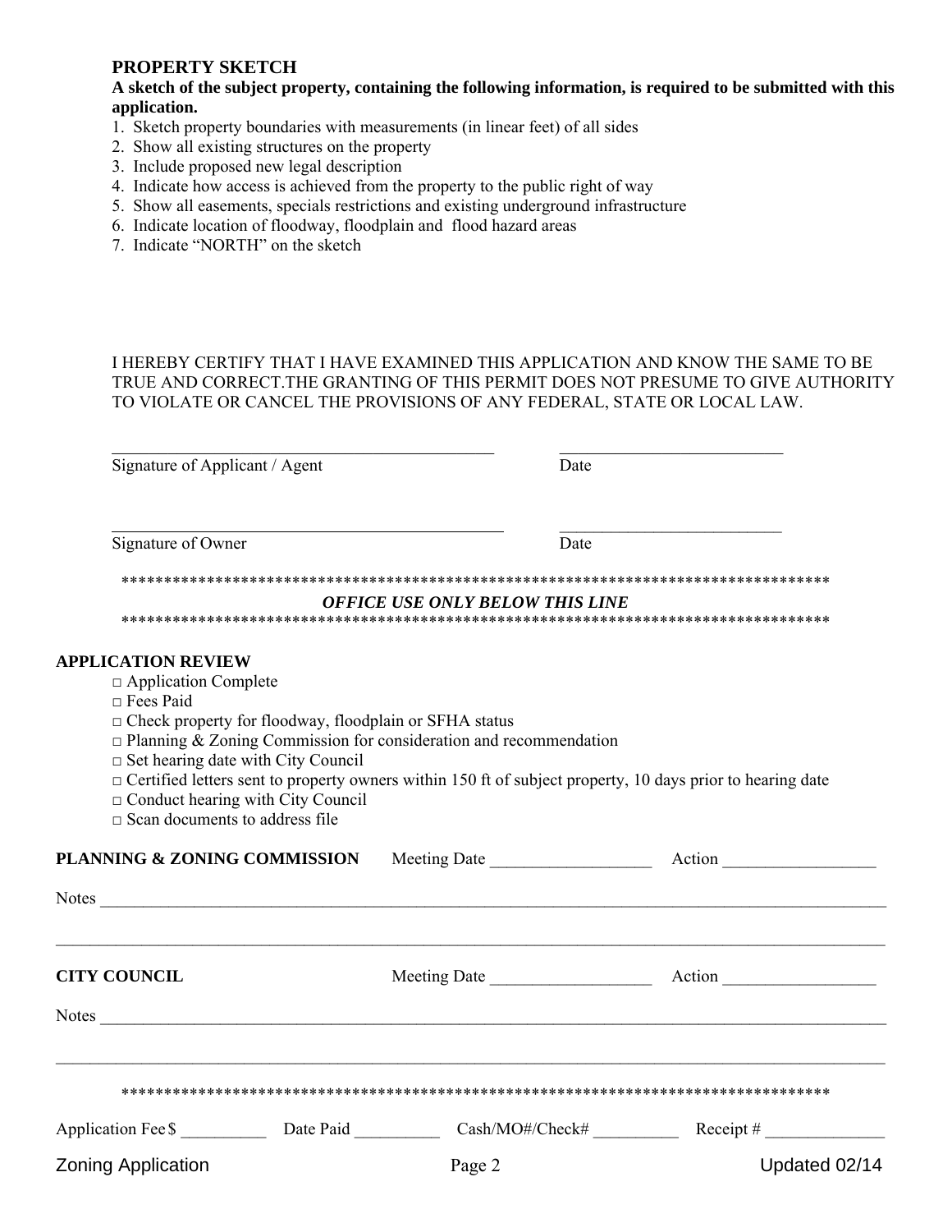## PROPERTY SKETCH

**A sketch of the subject property, containing the following information, is required to be submitted with this application.**

1. Sketch property boundaries with measurements (in linear feet) of all sides
2. Show all existing structures on the property
3. Include proposed new legal description
4. Indicate how access is achieved from the property to the public right of way
5. Show all easements, specials restrictions and existing underground infrastructure
6. Indicate location of floodway, floodplain and flood hazard areas
7. Indicate "NORTH" on the sketch

I HEREBY CERTIFY THAT I HAVE EXAMINED THIS APPLICATION AND KNOW THE SAME TO BE TRUE AND CORRECT.THE GRANTING OF THIS PERMIT DOES NOT PRESUME TO GIVE AUTHORITY TO VIOLATE OR CANCEL THE PROVISIONS OF ANY FEDERAL, STATE OR LOCAL LAW.

_____________________________________________ ___________________________

Signature of Applicant / Agent Date

_____________________________________________ ___________________________

Signature of Owner Date

************************************************************************************

***OFFICE USE ONLY BELOW THIS LINE***

************************************************************************************

**APPLICATION REVIEW**

- □ Application Complete
- □ Fees Paid
- □ Check property for floodway, floodplain or SFHA status
- □ Planning & Zoning Commission for consideration and recommendation
- □ Set hearing date with City Council
- □ Certified letters sent to property owners within 150 ft of subject property, 10 days prior to hearing date
- □ Conduct hearing with City Council
- □ Scan documents to address file

**PLANNING & ZONING COMMISSION** Meeting Date ___________________ Action __________________

Notes ______________________________________________________________________________________

____________________________________________________________________________________________

**CITY COUNCIL** Meeting Date ___________________ Action __________________

Notes ______________________________________________________________________________________

____________________________________________________________________________________________

************************************************************************************

Application Fee $ __________ Date Paid __________ Cash/MO#/Check# __________ Receipt # ______________

Zoning Application Updated 02/14